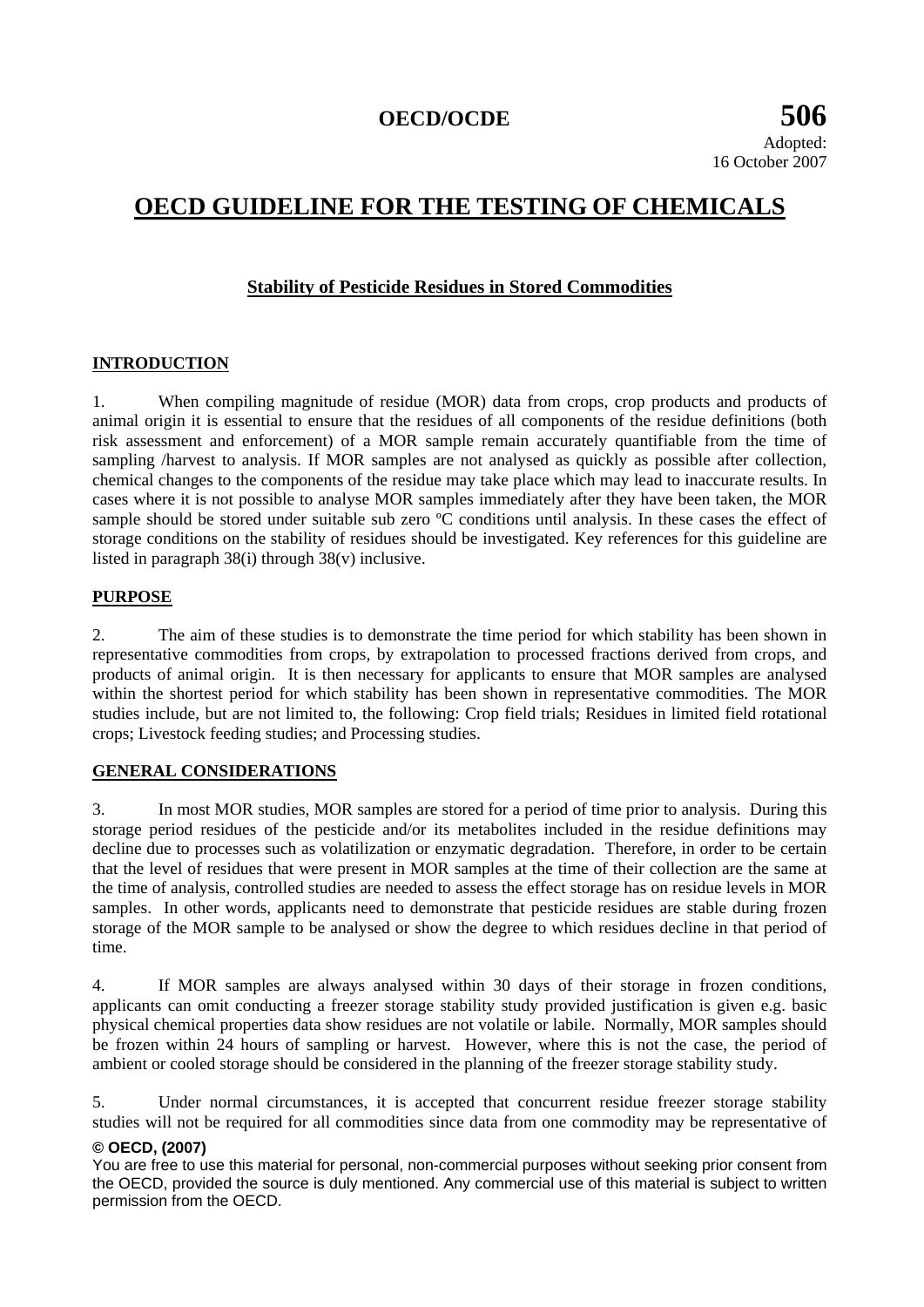**OECD/OCDE** **506**

Adopted:
16 October 2007

# OECD GUIDELINE FOR THE TESTING OF CHEMICALS

## Stability of Pesticide Residues in Stored Commodities

### INTRODUCTION

1. When compiling magnitude of residue (MOR) data from crops, crop products and products of animal origin it is essential to ensure that the residues of all components of the residue definitions (both risk assessment and enforcement) of a MOR sample remain accurately quantifiable from the time of sampling /harvest to analysis. If MOR samples are not analysed as quickly as possible after collection, chemical changes to the components of the residue may take place which may lead to inaccurate results. In cases where it is not possible to analyse MOR samples immediately after they have been taken, the MOR sample should be stored under suitable sub zero ºC conditions until analysis. In these cases the effect of storage conditions on the stability of residues should be investigated. Key references for this guideline are listed in paragraph 38(i) through 38(v) inclusive.

### PURPOSE

2. The aim of these studies is to demonstrate the time period for which stability has been shown in representative commodities from crops, by extrapolation to processed fractions derived from crops, and products of animal origin. It is then necessary for applicants to ensure that MOR samples are analysed within the shortest period for which stability has been shown in representative commodities. The MOR studies include, but are not limited to, the following: Crop field trials; Residues in limited field rotational crops; Livestock feeding studies; and Processing studies.

### GENERAL CONSIDERATIONS

3. In most MOR studies, MOR samples are stored for a period of time prior to analysis. During this storage period residues of the pesticide and/or its metabolites included in the residue definitions may decline due to processes such as volatilization or enzymatic degradation. Therefore, in order to be certain that the level of residues that were present in MOR samples at the time of their collection are the same at the time of analysis, controlled studies are needed to assess the effect storage has on residue levels in MOR samples. In other words, applicants need to demonstrate that pesticide residues are stable during frozen storage of the MOR sample to be analysed or show the degree to which residues decline in that period of time.

4. If MOR samples are always analysed within 30 days of their storage in frozen conditions, applicants can omit conducting a freezer storage stability study provided justification is given e.g. basic physical chemical properties data show residues are not volatile or labile. Normally, MOR samples should be frozen within 24 hours of sampling or harvest. However, where this is not the case, the period of ambient or cooled storage should be considered in the planning of the freezer storage stability study.

5. Under normal circumstances, it is accepted that concurrent residue freezer storage stability studies will not be required for all commodities since data from one commodity may be representative of

**© OECD, (2007)**

You are free to use this material for personal, non-commercial purposes without seeking prior consent from the OECD, provided the source is duly mentioned. Any commercial use of this material is subject to written permission from the OECD.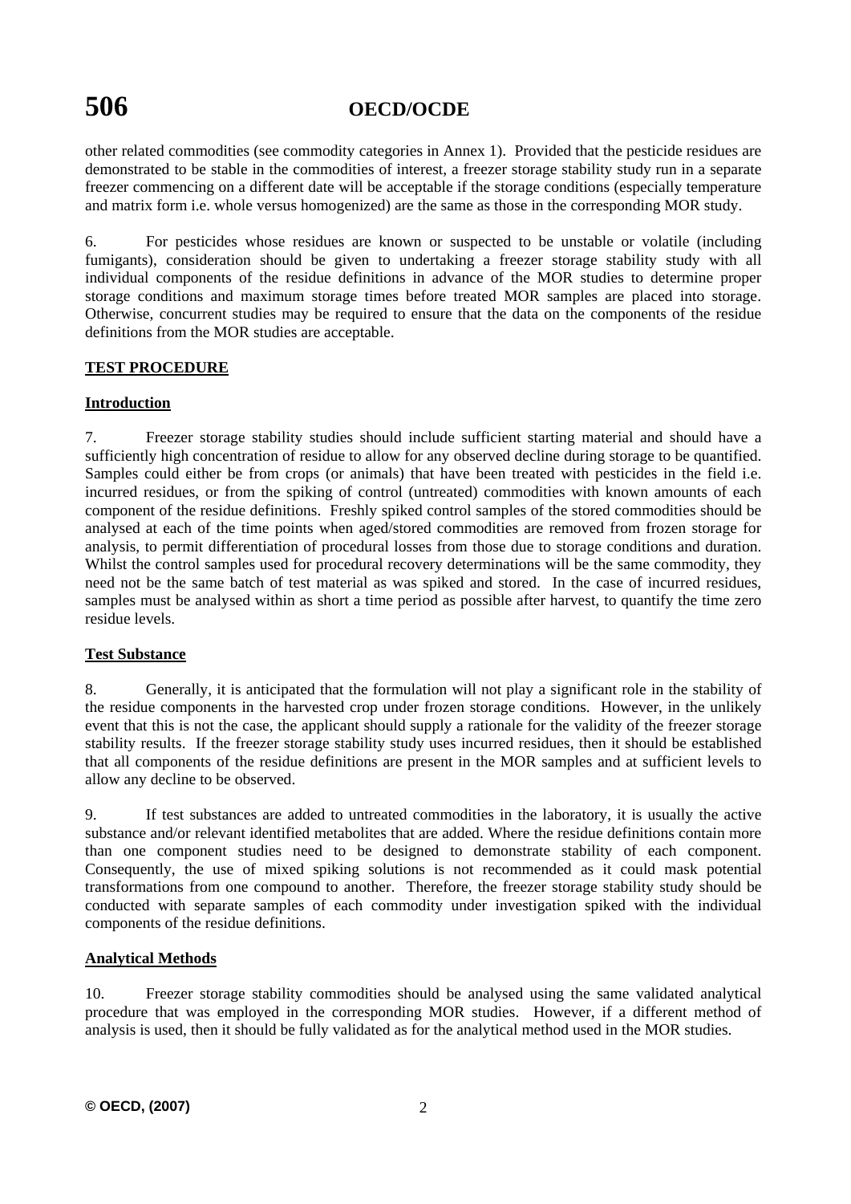other related commodities (see commodity categories in Annex 1). Provided that the pesticide residues are demonstrated to be stable in the commodities of interest, a freezer storage stability study run in a separate freezer commencing on a different date will be acceptable if the storage conditions (especially temperature and matrix form i.e. whole versus homogenized) are the same as those in the corresponding MOR study.

6. For pesticides whose residues are known or suspected to be unstable or volatile (including fumigants), consideration should be given to undertaking a freezer storage stability study with all individual components of the residue definitions in advance of the MOR studies to determine proper storage conditions and maximum storage times before treated MOR samples are placed into storage. Otherwise, concurrent studies may be required to ensure that the data on the components of the residue definitions from the MOR studies are acceptable.

## TEST PROCEDURE

### Introduction

7. Freezer storage stability studies should include sufficient starting material and should have a sufficiently high concentration of residue to allow for any observed decline during storage to be quantified. Samples could either be from crops (or animals) that have been treated with pesticides in the field i.e. incurred residues, or from the spiking of control (untreated) commodities with known amounts of each component of the residue definitions. Freshly spiked control samples of the stored commodities should be analysed at each of the time points when aged/stored commodities are removed from frozen storage for analysis, to permit differentiation of procedural losses from those due to storage conditions and duration. Whilst the control samples used for procedural recovery determinations will be the same commodity, they need not be the same batch of test material as was spiked and stored. In the case of incurred residues, samples must be analysed within as short a time period as possible after harvest, to quantify the time zero residue levels.

### Test Substance

8. Generally, it is anticipated that the formulation will not play a significant role in the stability of the residue components in the harvested crop under frozen storage conditions. However, in the unlikely event that this is not the case, the applicant should supply a rationale for the validity of the freezer storage stability results. If the freezer storage stability study uses incurred residues, then it should be established that all components of the residue definitions are present in the MOR samples and at sufficient levels to allow any decline to be observed.

9. If test substances are added to untreated commodities in the laboratory, it is usually the active substance and/or relevant identified metabolites that are added. Where the residue definitions contain more than one component studies need to be designed to demonstrate stability of each component. Consequently, the use of mixed spiking solutions is not recommended as it could mask potential transformations from one compound to another. Therefore, the freezer storage stability study should be conducted with separate samples of each commodity under investigation spiked with the individual components of the residue definitions.

### Analytical Methods

10. Freezer storage stability commodities should be analysed using the same validated analytical procedure that was employed in the corresponding MOR studies. However, if a different method of analysis is used, then it should be fully validated as for the analytical method used in the MOR studies.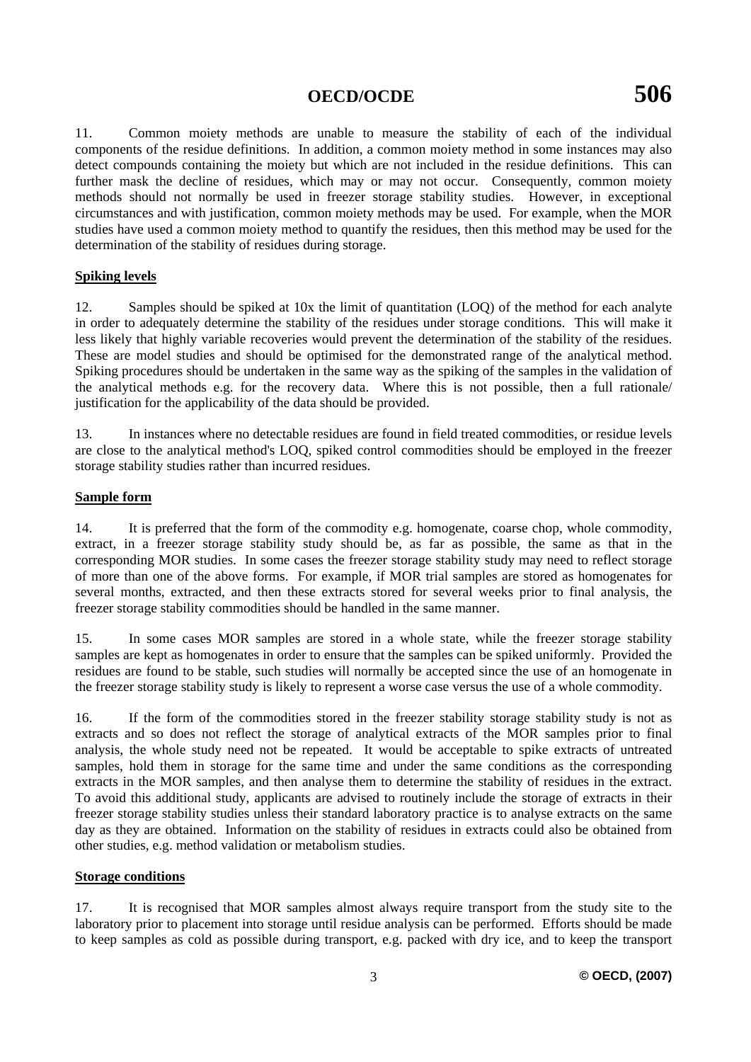11. Common moiety methods are unable to measure the stability of each of the individual components of the residue definitions. In addition, a common moiety method in some instances may also detect compounds containing the moiety but which are not included in the residue definitions. This can further mask the decline of residues, which may or may not occur. Consequently, common moiety methods should not normally be used in freezer storage stability studies. However, in exceptional circumstances and with justification, common moiety methods may be used. For example, when the MOR studies have used a common moiety method to quantify the residues, then this method may be used for the determination of the stability of residues during storage.

**Spiking levels**

12. Samples should be spiked at 10x the limit of quantitation (LOQ) of the method for each analyte in order to adequately determine the stability of the residues under storage conditions. This will make it less likely that highly variable recoveries would prevent the determination of the stability of the residues. These are model studies and should be optimised for the demonstrated range of the analytical method. Spiking procedures should be undertaken in the same way as the spiking of the samples in the validation of the analytical methods e.g. for the recovery data. Where this is not possible, then a full rationale/ justification for the applicability of the data should be provided.

13. In instances where no detectable residues are found in field treated commodities, or residue levels are close to the analytical method's LOQ, spiked control commodities should be employed in the freezer storage stability studies rather than incurred residues.

**Sample form**

14. It is preferred that the form of the commodity e.g. homogenate, coarse chop, whole commodity, extract, in a freezer storage stability study should be, as far as possible, the same as that in the corresponding MOR studies. In some cases the freezer storage stability study may need to reflect storage of more than one of the above forms. For example, if MOR trial samples are stored as homogenates for several months, extracted, and then these extracts stored for several weeks prior to final analysis, the freezer storage stability commodities should be handled in the same manner.

15. In some cases MOR samples are stored in a whole state, while the freezer storage stability samples are kept as homogenates in order to ensure that the samples can be spiked uniformly. Provided the residues are found to be stable, such studies will normally be accepted since the use of an homogenate in the freezer storage stability study is likely to represent a worse case versus the use of a whole commodity.

16. If the form of the commodities stored in the freezer stability storage stability study is not as extracts and so does not reflect the storage of analytical extracts of the MOR samples prior to final analysis, the whole study need not be repeated. It would be acceptable to spike extracts of untreated samples, hold them in storage for the same time and under the same conditions as the corresponding extracts in the MOR samples, and then analyse them to determine the stability of residues in the extract. To avoid this additional study, applicants are advised to routinely include the storage of extracts in their freezer storage stability studies unless their standard laboratory practice is to analyse extracts on the same day as they are obtained. Information on the stability of residues in extracts could also be obtained from other studies, e.g. method validation or metabolism studies.

**Storage conditions**

17. It is recognised that MOR samples almost always require transport from the study site to the laboratory prior to placement into storage until residue analysis can be performed. Efforts should be made to keep samples as cold as possible during transport, e.g. packed with dry ice, and to keep the transport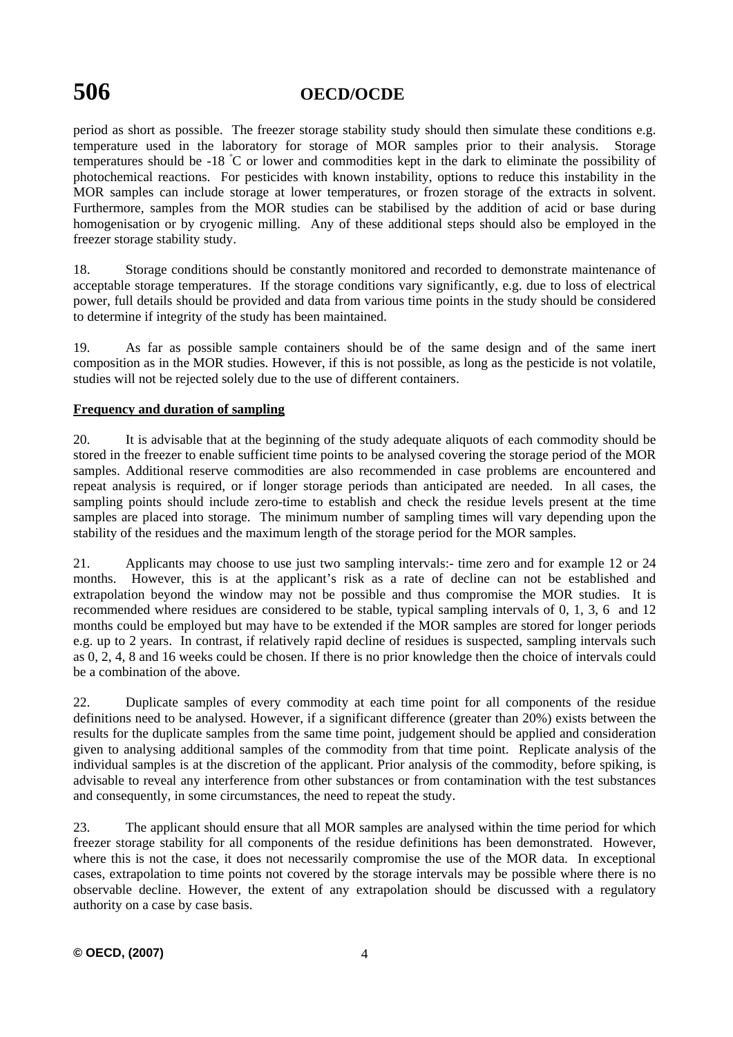period as short as possible. The freezer storage stability study should then simulate these conditions e.g. temperature used in the laboratory for storage of MOR samples prior to their analysis. Storage temperatures should be -18 °C or lower and commodities kept in the dark to eliminate the possibility of photochemical reactions. For pesticides with known instability, options to reduce this instability in the MOR samples can include storage at lower temperatures, or frozen storage of the extracts in solvent. Furthermore, samples from the MOR studies can be stabilised by the addition of acid or base during homogenisation or by cryogenic milling. Any of these additional steps should also be employed in the freezer storage stability study.

18. Storage conditions should be constantly monitored and recorded to demonstrate maintenance of acceptable storage temperatures. If the storage conditions vary significantly, e.g. due to loss of electrical power, full details should be provided and data from various time points in the study should be considered to determine if integrity of the study has been maintained.

19. As far as possible sample containers should be of the same design and of the same inert composition as in the MOR studies. However, if this is not possible, as long as the pesticide is not volatile, studies will not be rejected solely due to the use of different containers.

**Frequency and duration of sampling**

20. It is advisable that at the beginning of the study adequate aliquots of each commodity should be stored in the freezer to enable sufficient time points to be analysed covering the storage period of the MOR samples. Additional reserve commodities are also recommended in case problems are encountered and repeat analysis is required, or if longer storage periods than anticipated are needed. In all cases, the sampling points should include zero-time to establish and check the residue levels present at the time samples are placed into storage. The minimum number of sampling times will vary depending upon the stability of the residues and the maximum length of the storage period for the MOR samples.

21. Applicants may choose to use just two sampling intervals:- time zero and for example 12 or 24 months. However, this is at the applicant's risk as a rate of decline can not be established and extrapolation beyond the window may not be possible and thus compromise the MOR studies. It is recommended where residues are considered to be stable, typical sampling intervals of 0, 1, 3, 6 and 12 months could be employed but may have to be extended if the MOR samples are stored for longer periods e.g. up to 2 years. In contrast, if relatively rapid decline of residues is suspected, sampling intervals such as 0, 2, 4, 8 and 16 weeks could be chosen. If there is no prior knowledge then the choice of intervals could be a combination of the above.

22. Duplicate samples of every commodity at each time point for all components of the residue definitions need to be analysed. However, if a significant difference (greater than 20%) exists between the results for the duplicate samples from the same time point, judgement should be applied and consideration given to analysing additional samples of the commodity from that time point. Replicate analysis of the individual samples is at the discretion of the applicant. Prior analysis of the commodity, before spiking, is advisable to reveal any interference from other substances or from contamination with the test substances and consequently, in some circumstances, the need to repeat the study.

23. The applicant should ensure that all MOR samples are analysed within the time period for which freezer storage stability for all components of the residue definitions has been demonstrated. However, where this is not the case, it does not necessarily compromise the use of the MOR data. In exceptional cases, extrapolation to time points not covered by the storage intervals may be possible where there is no observable decline. However, the extent of any extrapolation should be discussed with a regulatory authority on a case by case basis.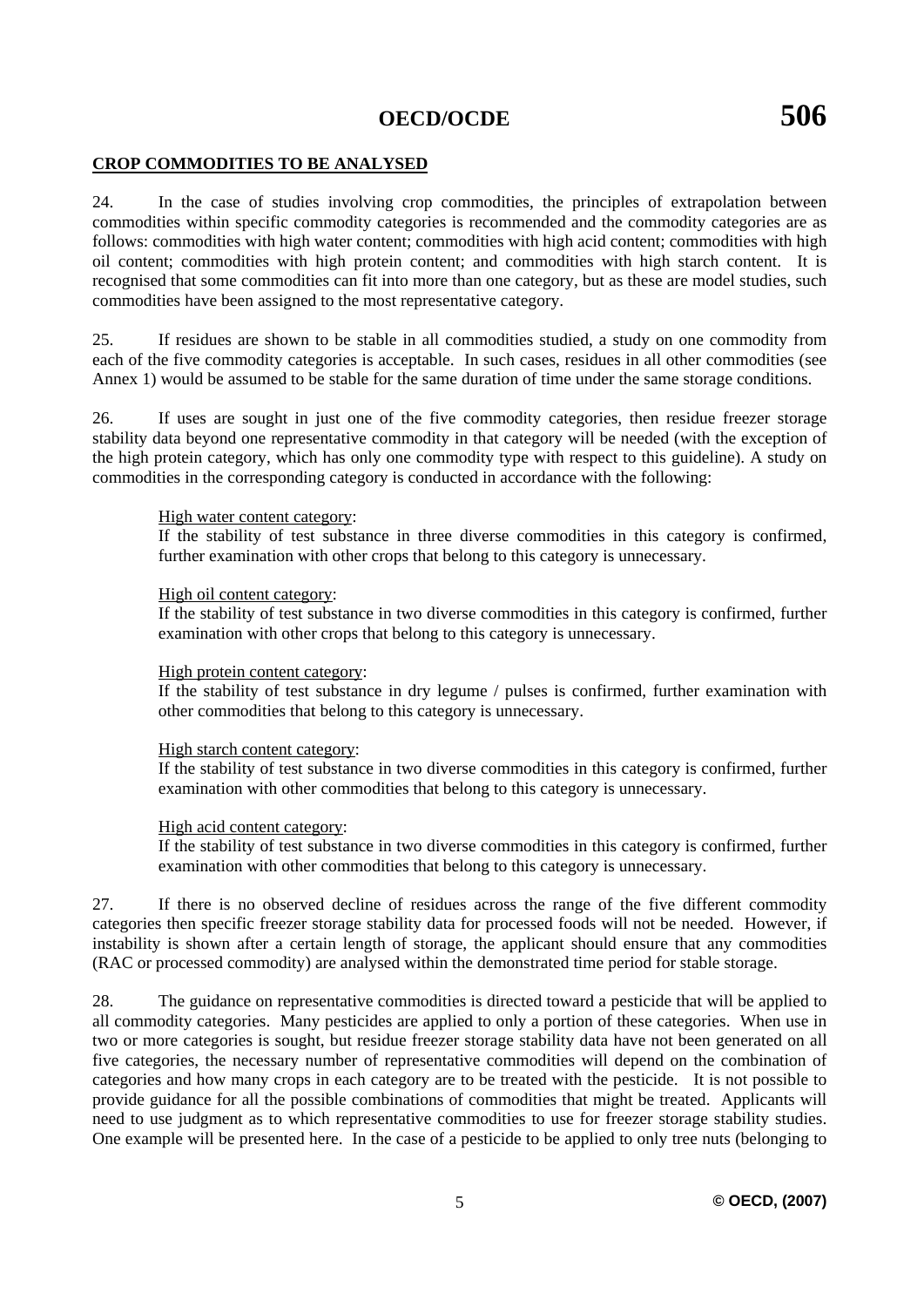## CROP COMMODITIES TO BE ANALYSED

24. In the case of studies involving crop commodities, the principles of extrapolation between commodities within specific commodity categories is recommended and the commodity categories are as follows: commodities with high water content; commodities with high acid content; commodities with high oil content; commodities with high protein content; and commodities with high starch content. It is recognised that some commodities can fit into more than one category, but as these are model studies, such commodities have been assigned to the most representative category.

25. If residues are shown to be stable in all commodities studied, a study on one commodity from each of the five commodity categories is acceptable. In such cases, residues in all other commodities (see Annex 1) would be assumed to be stable for the same duration of time under the same storage conditions.

26. If uses are sought in just one of the five commodity categories, then residue freezer storage stability data beyond one representative commodity in that category will be needed (with the exception of the high protein category, which has only one commodity type with respect to this guideline). A study on commodities in the corresponding category is conducted in accordance with the following:

High water content category:
If the stability of test substance in three diverse commodities in this category is confirmed, further examination with other crops that belong to this category is unnecessary.

High oil content category:
If the stability of test substance in two diverse commodities in this category is confirmed, further examination with other crops that belong to this category is unnecessary.

High protein content category:
If the stability of test substance in dry legume / pulses is confirmed, further examination with other commodities that belong to this category is unnecessary.

High starch content category:
If the stability of test substance in two diverse commodities in this category is confirmed, further examination with other commodities that belong to this category is unnecessary.

High acid content category:
If the stability of test substance in two diverse commodities in this category is confirmed, further examination with other commodities that belong to this category is unnecessary.

27. If there is no observed decline of residues across the range of the five different commodity categories then specific freezer storage stability data for processed foods will not be needed. However, if instability is shown after a certain length of storage, the applicant should ensure that any commodities (RAC or processed commodity) are analysed within the demonstrated time period for stable storage.

28. The guidance on representative commodities is directed toward a pesticide that will be applied to all commodity categories. Many pesticides are applied to only a portion of these categories. When use in two or more categories is sought, but residue freezer storage stability data have not been generated on all five categories, the necessary number of representative commodities will depend on the combination of categories and how many crops in each category are to be treated with the pesticide. It is not possible to provide guidance for all the possible combinations of commodities that might be treated. Applicants will need to use judgment as to which representative commodities to use for freezer storage stability studies. One example will be presented here. In the case of a pesticide to be applied to only tree nuts (belonging to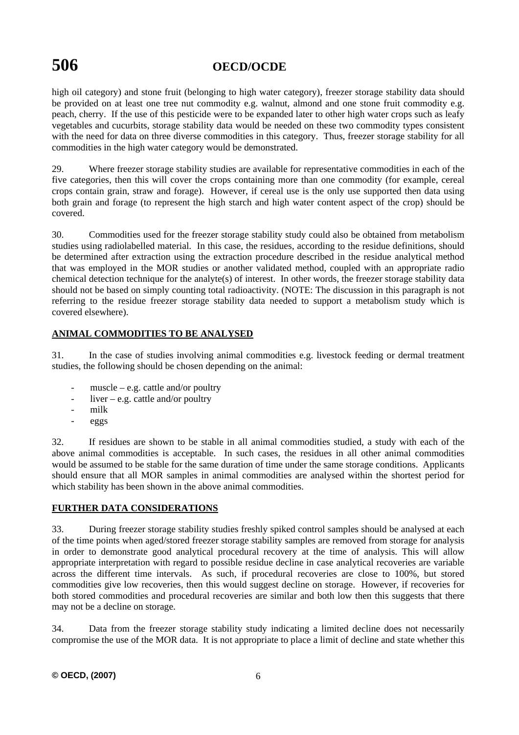high oil category) and stone fruit (belonging to high water category), freezer storage stability data should be provided on at least one tree nut commodity e.g. walnut, almond and one stone fruit commodity e.g. peach, cherry. If the use of this pesticide were to be expanded later to other high water crops such as leafy vegetables and cucurbits, storage stability data would be needed on these two commodity types consistent with the need for data on three diverse commodities in this category. Thus, freezer storage stability for all commodities in the high water category would be demonstrated.

29. Where freezer storage stability studies are available for representative commodities in each of the five categories, then this will cover the crops containing more than one commodity (for example, cereal crops contain grain, straw and forage). However, if cereal use is the only use supported then data using both grain and forage (to represent the high starch and high water content aspect of the crop) should be covered.

30. Commodities used for the freezer storage stability study could also be obtained from metabolism studies using radiolabelled material. In this case, the residues, according to the residue definitions, should be determined after extraction using the extraction procedure described in the residue analytical method that was employed in the MOR studies or another validated method, coupled with an appropriate radio chemical detection technique for the analyte(s) of interest. In other words, the freezer storage stability data should not be based on simply counting total radioactivity. (NOTE: The discussion in this paragraph is not referring to the residue freezer storage stability data needed to support a metabolism study which is covered elsewhere).

## ANIMAL COMMODITIES TO BE ANALYSED

31. In the case of studies involving animal commodities e.g. livestock feeding or dermal treatment studies, the following should be chosen depending on the animal:

- muscle – e.g. cattle and/or poultry
- liver – e.g. cattle and/or poultry
- milk
- eggs

32. If residues are shown to be stable in all animal commodities studied, a study with each of the above animal commodities is acceptable. In such cases, the residues in all other animal commodities would be assumed to be stable for the same duration of time under the same storage conditions. Applicants should ensure that all MOR samples in animal commodities are analysed within the shortest period for which stability has been shown in the above animal commodities.

## FURTHER DATA CONSIDERATIONS

33. During freezer storage stability studies freshly spiked control samples should be analysed at each of the time points when aged/stored freezer storage stability samples are removed from storage for analysis in order to demonstrate good analytical procedural recovery at the time of analysis. This will allow appropriate interpretation with regard to possible residue decline in case analytical recoveries are variable across the different time intervals. As such, if procedural recoveries are close to 100%, but stored commodities give low recoveries, then this would suggest decline on storage. However, if recoveries for both stored commodities and procedural recoveries are similar and both low then this suggests that there may not be a decline on storage.

34. Data from the freezer storage stability study indicating a limited decline does not necessarily compromise the use of the MOR data. It is not appropriate to place a limit of decline and state whether this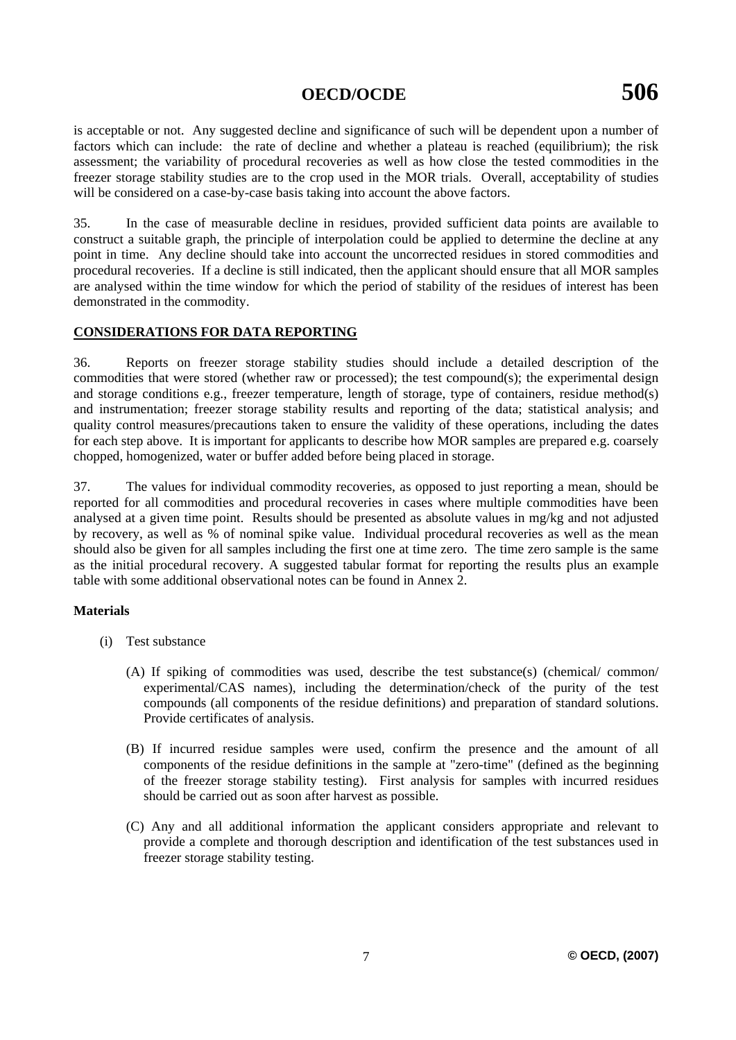is acceptable or not. Any suggested decline and significance of such will be dependent upon a number of factors which can include: the rate of decline and whether a plateau is reached (equilibrium); the risk assessment; the variability of procedural recoveries as well as how close the tested commodities in the freezer storage stability studies are to the crop used in the MOR trials. Overall, acceptability of studies will be considered on a case-by-case basis taking into account the above factors.

35. In the case of measurable decline in residues, provided sufficient data points are available to construct a suitable graph, the principle of interpolation could be applied to determine the decline at any point in time. Any decline should take into account the uncorrected residues in stored commodities and procedural recoveries. If a decline is still indicated, then the applicant should ensure that all MOR samples are analysed within the time window for which the period of stability of the residues of interest has been demonstrated in the commodity.

## CONSIDERATIONS FOR DATA REPORTING

36. Reports on freezer storage stability studies should include a detailed description of the commodities that were stored (whether raw or processed); the test compound(s); the experimental design and storage conditions e.g., freezer temperature, length of storage, type of containers, residue method(s) and instrumentation; freezer storage stability results and reporting of the data; statistical analysis; and quality control measures/precautions taken to ensure the validity of these operations, including the dates for each step above. It is important for applicants to describe how MOR samples are prepared e.g. coarsely chopped, homogenized, water or buffer added before being placed in storage.

37. The values for individual commodity recoveries, as opposed to just reporting a mean, should be reported for all commodities and procedural recoveries in cases where multiple commodities have been analysed at a given time point. Results should be presented as absolute values in mg/kg and not adjusted by recovery, as well as % of nominal spike value. Individual procedural recoveries as well as the mean should also be given for all samples including the first one at time zero. The time zero sample is the same as the initial procedural recovery. A suggested tabular format for reporting the results plus an example table with some additional observational notes can be found in Annex 2.

### Materials

(i) Test substance

(A) If spiking of commodities was used, describe the test substance(s) (chemical/ common/ experimental/CAS names), including the determination/check of the purity of the test compounds (all components of the residue definitions) and preparation of standard solutions. Provide certificates of analysis.

(B) If incurred residue samples were used, confirm the presence and the amount of all components of the residue definitions in the sample at "zero-time" (defined as the beginning of the freezer storage stability testing). First analysis for samples with incurred residues should be carried out as soon after harvest as possible.

(C) Any and all additional information the applicant considers appropriate and relevant to provide a complete and thorough description and identification of the test substances used in freezer storage stability testing.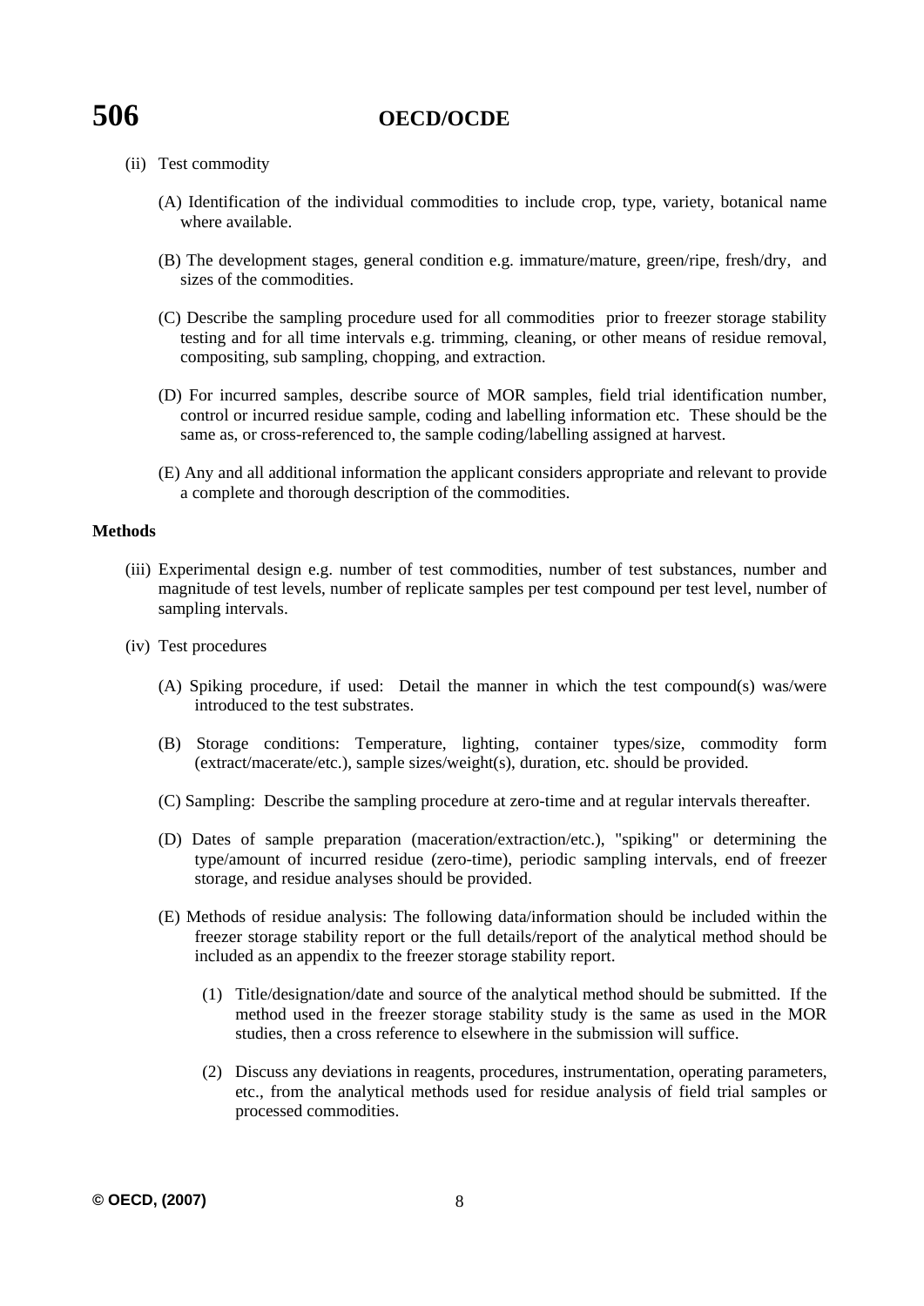(ii) Test commodity

(A) Identification of the individual commodities to include crop, type, variety, botanical name where available.

(B) The development stages, general condition e.g. immature/mature, green/ripe, fresh/dry, and sizes of the commodities.

(C) Describe the sampling procedure used for all commodities prior to freezer storage stability testing and for all time intervals e.g. trimming, cleaning, or other means of residue removal, compositing, sub sampling, chopping, and extraction.

(D) For incurred samples, describe source of MOR samples, field trial identification number, control or incurred residue sample, coding and labelling information etc. These should be the same as, or cross-referenced to, the sample coding/labelling assigned at harvest.

(E) Any and all additional information the applicant considers appropriate and relevant to provide a complete and thorough description of the commodities.

**Methods**

(iii) Experimental design e.g. number of test commodities, number of test substances, number and magnitude of test levels, number of replicate samples per test compound per test level, number of sampling intervals.

(iv) Test procedures

(A) Spiking procedure, if used: Detail the manner in which the test compound(s) was/were introduced to the test substrates.

(B) Storage conditions: Temperature, lighting, container types/size, commodity form (extract/macerate/etc.), sample sizes/weight(s), duration, etc. should be provided.

(C) Sampling: Describe the sampling procedure at zero-time and at regular intervals thereafter.

(D) Dates of sample preparation (maceration/extraction/etc.), "spiking" or determining the type/amount of incurred residue (zero-time), periodic sampling intervals, end of freezer storage, and residue analyses should be provided.

(E) Methods of residue analysis: The following data/information should be included within the freezer storage stability report or the full details/report of the analytical method should be included as an appendix to the freezer storage stability report.

(1) Title/designation/date and source of the analytical method should be submitted. If the method used in the freezer storage stability study is the same as used in the MOR studies, then a cross reference to elsewhere in the submission will suffice.

(2) Discuss any deviations in reagents, procedures, instrumentation, operating parameters, etc., from the analytical methods used for residue analysis of field trial samples or processed commodities.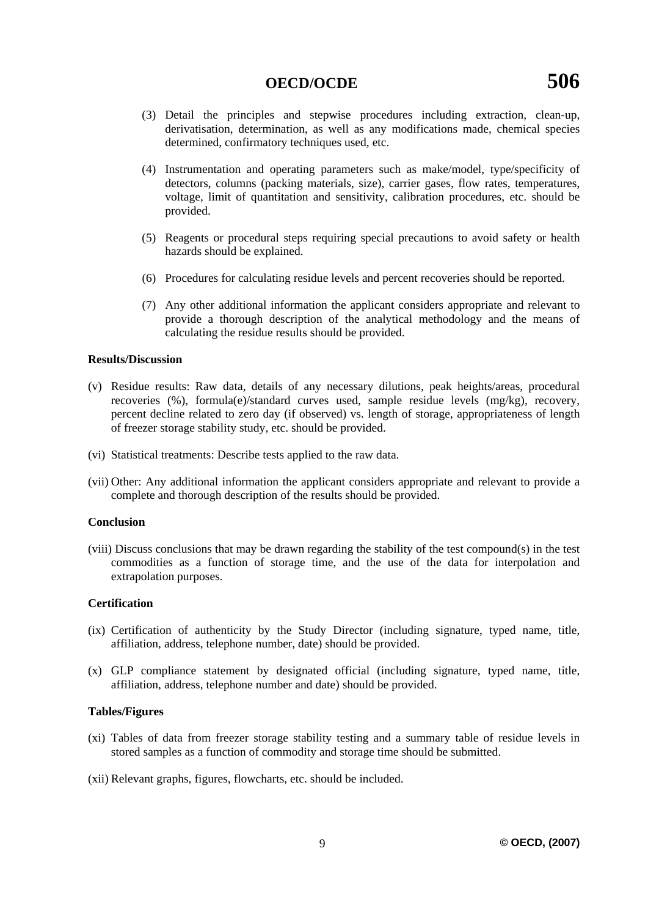(3) Detail the principles and stepwise procedures including extraction, clean-up, derivatisation, determination, as well as any modifications made, chemical species determined, confirmatory techniques used, etc.

(4) Instrumentation and operating parameters such as make/model, type/specificity of detectors, columns (packing materials, size), carrier gases, flow rates, temperatures, voltage, limit of quantitation and sensitivity, calibration procedures, etc. should be provided.

(5) Reagents or procedural steps requiring special precautions to avoid safety or health hazards should be explained.

(6) Procedures for calculating residue levels and percent recoveries should be reported.

(7) Any other additional information the applicant considers appropriate and relevant to provide a thorough description of the analytical methodology and the means of calculating the residue results should be provided.

**Results/Discussion**

(v) Residue results: Raw data, details of any necessary dilutions, peak heights/areas, procedural recoveries (%), formula(e)/standard curves used, sample residue levels (mg/kg), recovery, percent decline related to zero day (if observed) vs. length of storage, appropriateness of length of freezer storage stability study, etc. should be provided.

(vi) Statistical treatments: Describe tests applied to the raw data.

(vii) Other: Any additional information the applicant considers appropriate and relevant to provide a complete and thorough description of the results should be provided.

**Conclusion**

(viii) Discuss conclusions that may be drawn regarding the stability of the test compound(s) in the test commodities as a function of storage time, and the use of the data for interpolation and extrapolation purposes.

**Certification**

(ix) Certification of authenticity by the Study Director (including signature, typed name, title, affiliation, address, telephone number, date) should be provided.

(x) GLP compliance statement by designated official (including signature, typed name, title, affiliation, address, telephone number and date) should be provided.

**Tables/Figures**

(xi) Tables of data from freezer storage stability testing and a summary table of residue levels in stored samples as a function of commodity and storage time should be submitted.

(xii) Relevant graphs, figures, flowcharts, etc. should be included.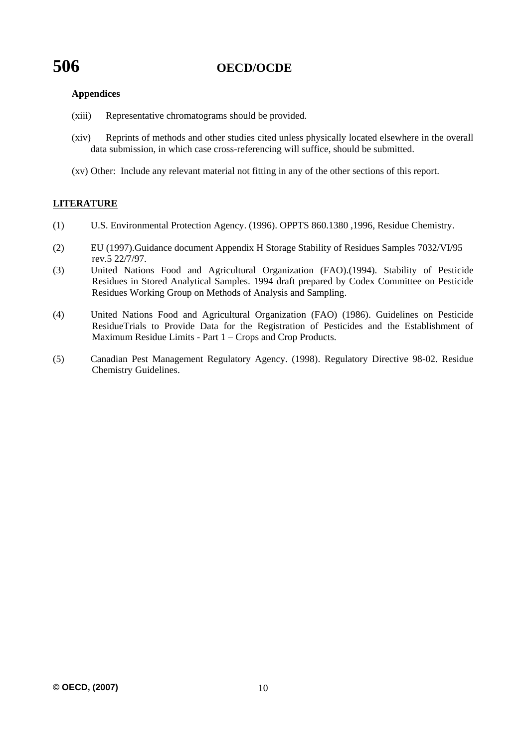**Appendices**

(xiii) Representative chromatograms should be provided.

(xiv) Reprints of methods and other studies cited unless physically located elsewhere in the overall data submission, in which case cross-referencing will suffice, should be submitted.

(xv) Other: Include any relevant material not fitting in any of the other sections of this report.

## LITERATURE

(1) U.S. Environmental Protection Agency. (1996). OPPTS 860.1380 ,1996, Residue Chemistry.

(2) EU (1997).Guidance document Appendix H Storage Stability of Residues Samples 7032/VI/95 rev.5 22/7/97.

(3) United Nations Food and Agricultural Organization (FAO).(1994). Stability of Pesticide Residues in Stored Analytical Samples. 1994 draft prepared by Codex Committee on Pesticide Residues Working Group on Methods of Analysis and Sampling.

(4) United Nations Food and Agricultural Organization (FAO) (1986). Guidelines on Pesticide ResidueTrials to Provide Data for the Registration of Pesticides and the Establishment of Maximum Residue Limits - Part 1 – Crops and Crop Products.

(5) Canadian Pest Management Regulatory Agency. (1998). Regulatory Directive 98-02. Residue Chemistry Guidelines.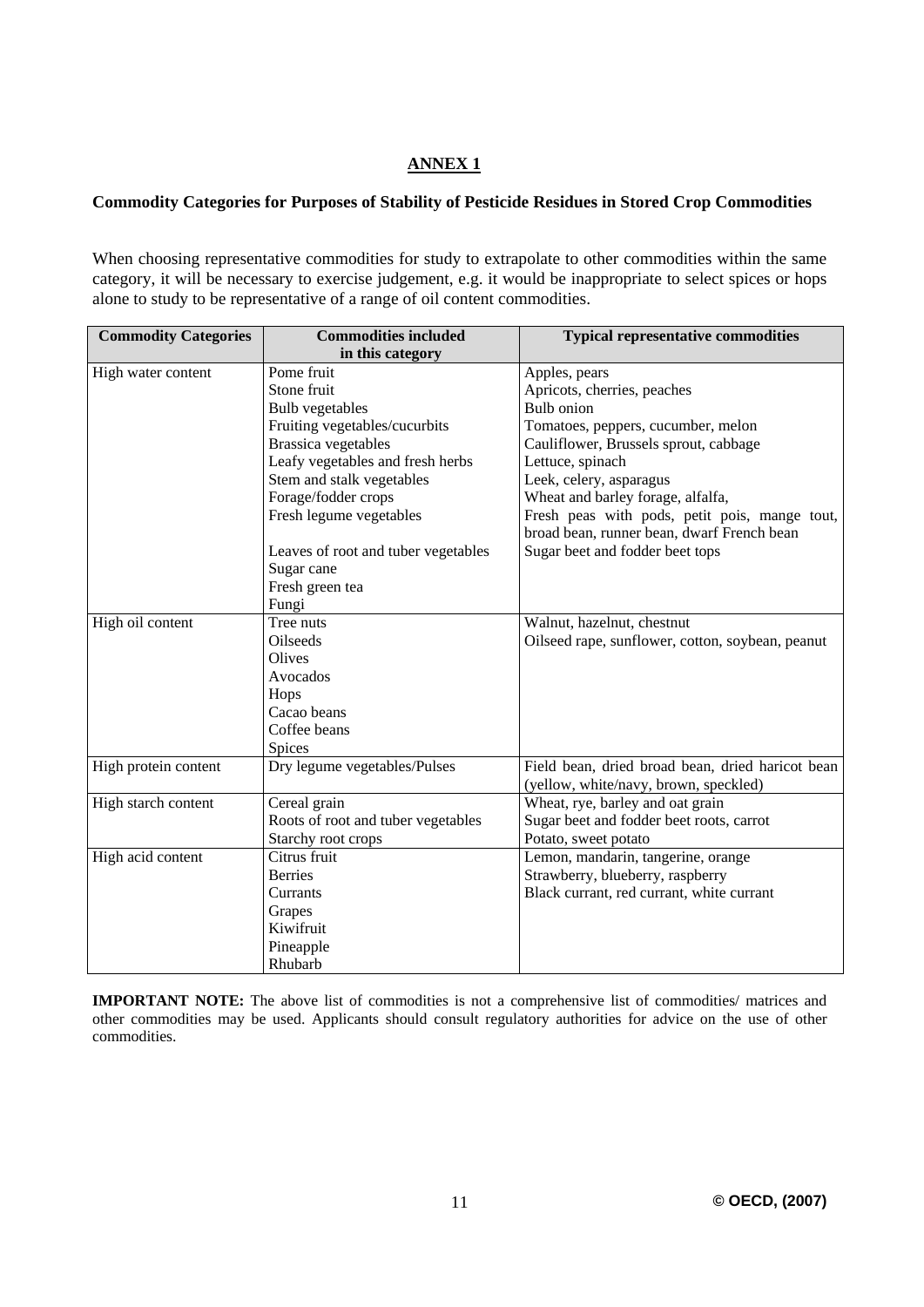## ANNEX 1

### Commodity Categories for Purposes of Stability of Pesticide Residues in Stored Crop Commodities

When choosing representative commodities for study to extrapolate to other commodities within the same category, it will be necessary to exercise judgement, e.g. it would be inappropriate to select spices or hops alone to study to be representative of a range of oil content commodities.

| Commodity Categories | Commodities included in this category | Typical representative commodities |
|---|---|---|
| High water content | Pome fruit | Apples, pears |
| | Stone fruit | Apricots, cherries, peaches |
| | Bulb vegetables | Bulb onion |
| | Fruiting vegetables/cucurbits | Tomatoes, peppers, cucumber, melon |
| | Brassica vegetables | Cauliflower, Brussels sprout, cabbage |
| | Leafy vegetables and fresh herbs | Lettuce, spinach |
| | Stem and stalk vegetables | Leek, celery, asparagus |
| | Forage/fodder crops | Wheat and barley forage, alfalfa, |
| | Fresh legume vegetables | Fresh peas with pods, petit pois, mange tout, broad bean, runner bean, dwarf French bean |
| | Leaves of root and tuber vegetables | Sugar beet and fodder beet tops |
| | Sugar cane | |
| | Fresh green tea | |
| | Fungi | |
| High oil content | Tree nuts | Walnut, hazelnut, chestnut |
| | Oilseeds | Oilseed rape, sunflower, cotton, soybean, peanut |
| | Olives | |
| | Avocados | |
| | Hops | |
| | Cacao beans | |
| | Coffee beans | |
| | Spices | |
| High protein content | Dry legume vegetables/Pulses | Field bean, dried broad bean, dried haricot bean (yellow, white/navy, brown, speckled) |
| High starch content | Cereal grain | Wheat, rye, barley and oat grain |
| | Roots of root and tuber vegetables | Sugar beet and fodder beet roots, carrot |
| | Starchy root crops | Potato, sweet potato |
| High acid content | Citrus fruit | Lemon, mandarin, tangerine, orange |
| | Berries | Strawberry, blueberry, raspberry |
| | Currants | Black currant, red currant, white currant |
| | Grapes | |
| | Kiwifruit | |
| | Pineapple | |
| | Rhubarb | |

**IMPORTANT NOTE:** The above list of commodities is not a comprehensive list of commodities/ matrices and other commodities may be used. Applicants should consult regulatory authorities for advice on the use of other commodities.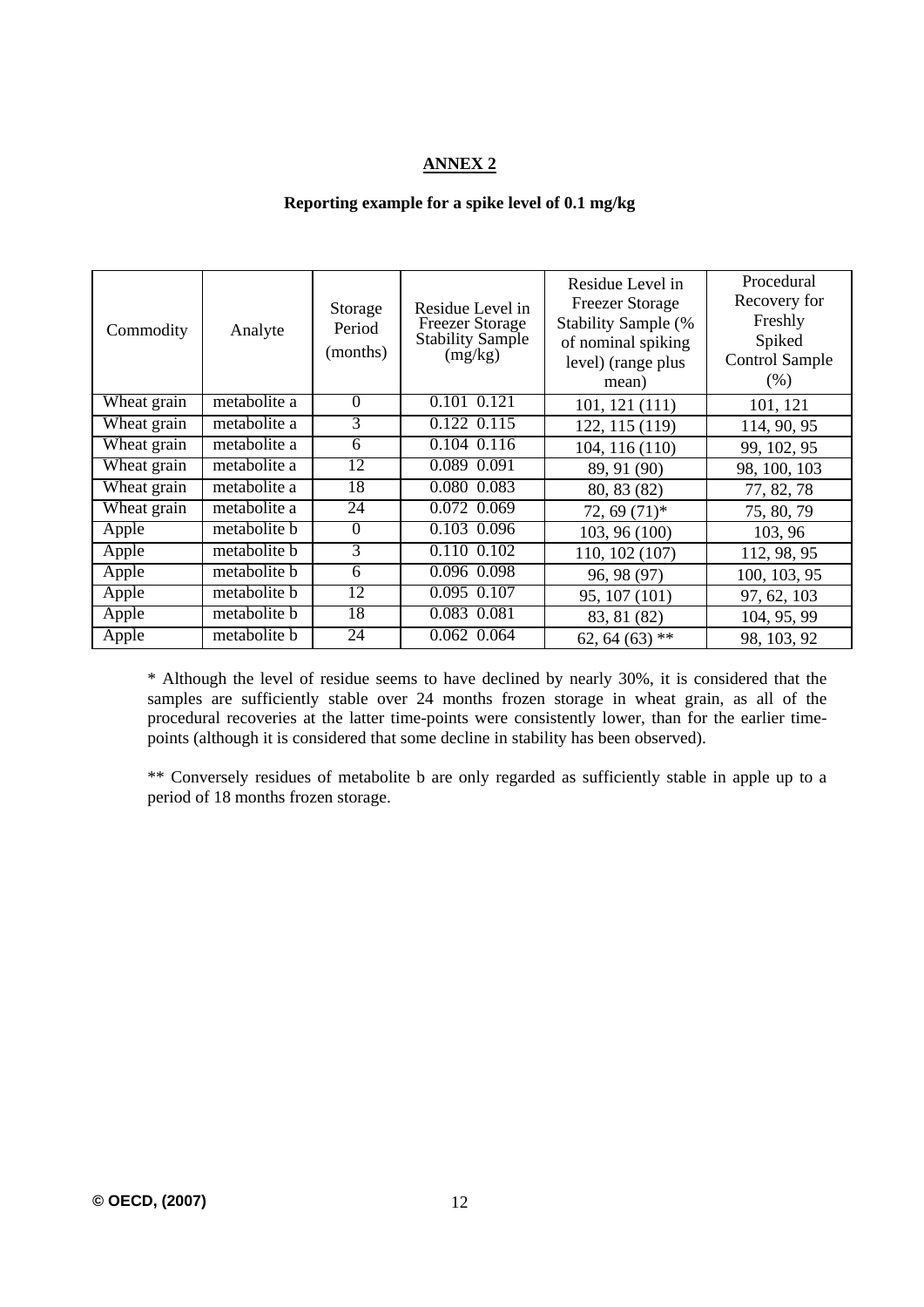## ANNEX 2

### Reporting example for a spike level of 0.1 mg/kg

| Commodity | Analyte | Storage Period (months) | Residue Level in Freezer Storage Stability Sample (mg/kg) | Residue Level in Freezer Storage Stability Sample (% of nominal spiking level) (range plus mean) | Procedural Recovery for Freshly Spiked Control Sample (%) |
|---|---|---|---|---|---|
| Wheat grain | metabolite a | 0 | 0.101 0.121 | 101, 121 (111) | 101, 121 |
| Wheat grain | metabolite a | 3 | 0.122 0.115 | 122, 115 (119) | 114, 90, 95 |
| Wheat grain | metabolite a | 6 | 0.104 0.116 | 104, 116 (110) | 99, 102, 95 |
| Wheat grain | metabolite a | 12 | 0.089 0.091 | 89, 91 (90) | 98, 100, 103 |
| Wheat grain | metabolite a | 18 | 0.080 0.083 | 80, 83 (82) | 77, 82, 78 |
| Wheat grain | metabolite a | 24 | 0.072 0.069 | 72, 69 (71)* | 75, 80, 79 |
| Apple | metabolite b | 0 | 0.103 0.096 | 103, 96 (100) | 103, 96 |
| Apple | metabolite b | 3 | 0.110 0.102 | 110, 102 (107) | 112, 98, 95 |
| Apple | metabolite b | 6 | 0.096 0.098 | 96, 98 (97) | 100, 103, 95 |
| Apple | metabolite b | 12 | 0.095 0.107 | 95, 107 (101) | 97, 62, 103 |
| Apple | metabolite b | 18 | 0.083 0.081 | 83, 81 (82) | 104, 95, 99 |
| Apple | metabolite b | 24 | 0.062 0.064 | 62, 64 (63) ** | 98, 103, 92 |

* Although the level of residue seems to have declined by nearly 30%, it is considered that the samples are sufficiently stable over 24 months frozen storage in wheat grain, as all of the procedural recoveries at the latter time-points were consistently lower, than for the earlier time-points (although it is considered that some decline in stability has been observed).

** Conversely residues of metabolite b are only regarded as sufficiently stable in apple up to a period of 18 months frozen storage.